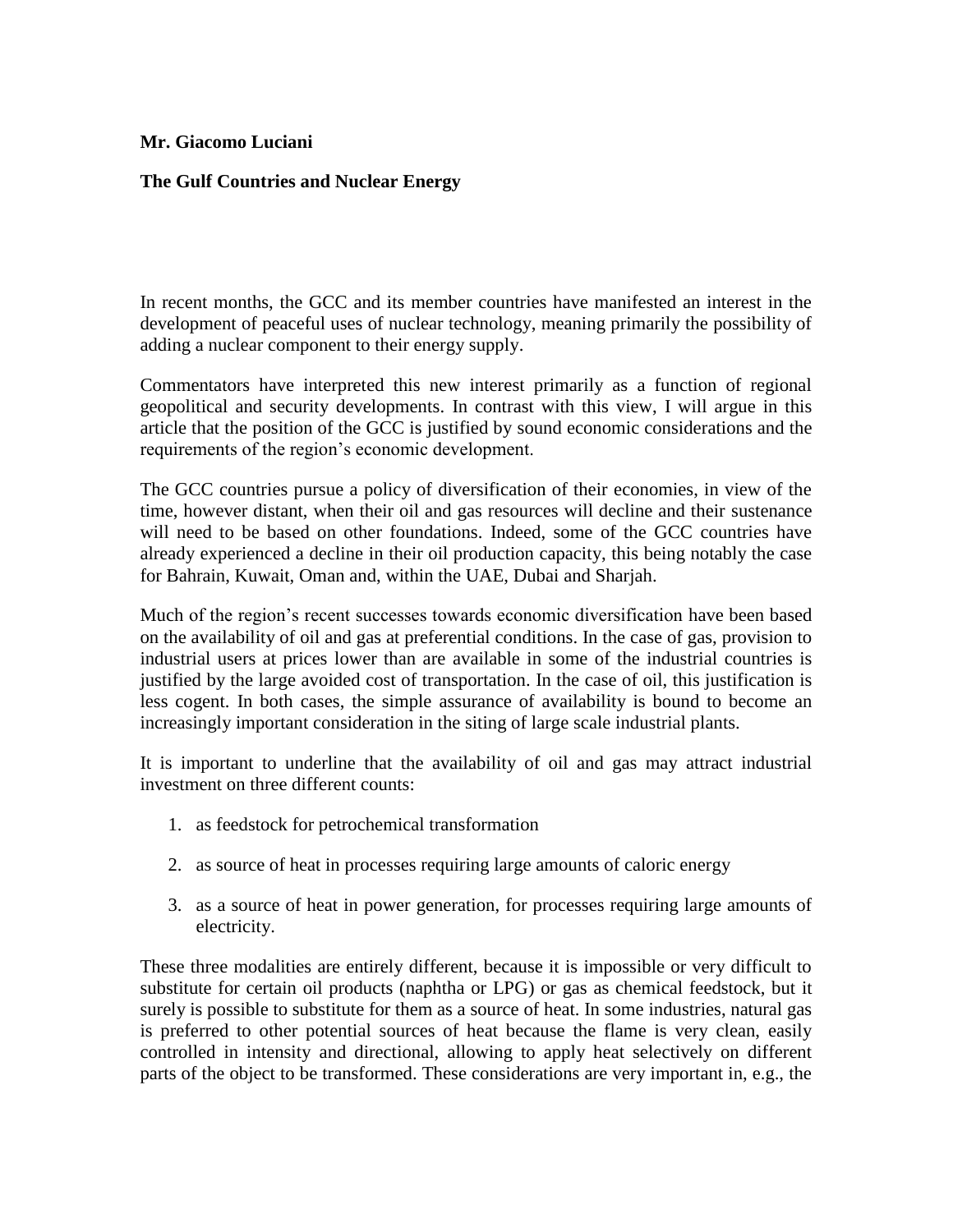**Mr. Giacomo Luciani**

**The Gulf Countries and Nuclear Energy**

In recent months, the GCC and its member countries have manifested an interest in the development of peaceful uses of nuclear technology, meaning primarily the possibility of adding a nuclear component to their energy supply.

Commentators have interpreted this new interest primarily as a function of regional geopolitical and security developments. In contrast with this view, I will argue in this article that the position of the GCC is justified by sound economic considerations and the requirements of the region's economic development.

The GCC countries pursue a policy of diversification of their economies, in view of the time, however distant, when their oil and gas resources will decline and their sustenance will need to be based on other foundations. Indeed, some of the GCC countries have already experienced a decline in their oil production capacity, this being notably the case for Bahrain, Kuwait, Oman and, within the UAE, Dubai and Sharjah.

Much of the region's recent successes towards economic diversification have been based on the availability of oil and gas at preferential conditions. In the case of gas, provision to industrial users at prices lower than are available in some of the industrial countries is justified by the large avoided cost of transportation. In the case of oil, this justification is less cogent. In both cases, the simple assurance of availability is bound to become an increasingly important consideration in the siting of large scale industrial plants.

It is important to underline that the availability of oil and gas may attract industrial investment on three different counts:

1. as feedstock for petrochemical transformation
2. as source of heat in processes requiring large amounts of caloric energy
3. as a source of heat in power generation, for processes requiring large amounts of electricity.

These three modalities are entirely different, because it is impossible or very difficult to substitute for certain oil products (naphtha or LPG) or gas as chemical feedstock, but it surely is possible to substitute for them as a source of heat. In some industries, natural gas is preferred to other potential sources of heat because the flame is very clean, easily controlled in intensity and directional, allowing to apply heat selectively on different parts of the object to be transformed. These considerations are very important in, e.g., the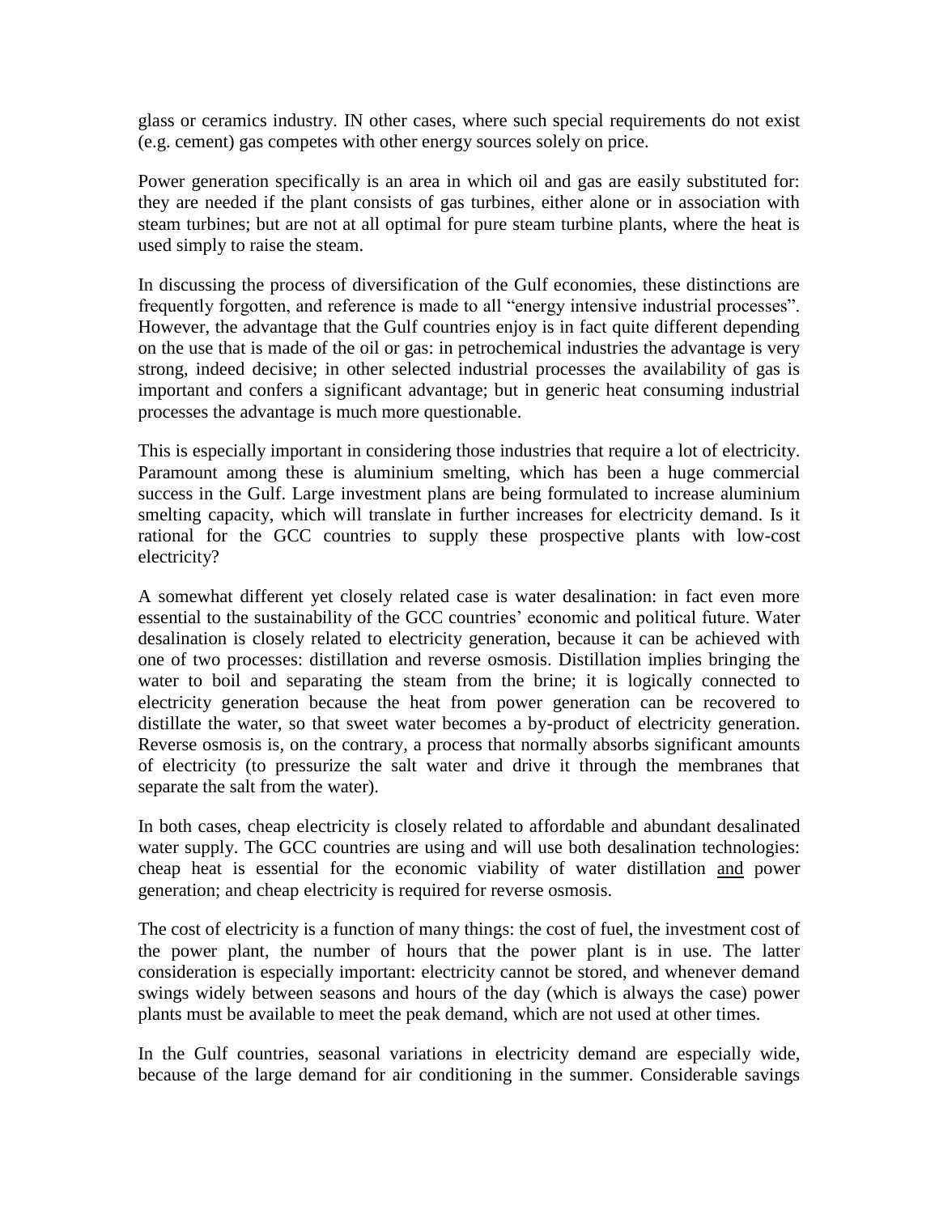glass or ceramics industry. IN other cases, where such special requirements do not exist (e.g. cement) gas competes with other energy sources solely on price.

Power generation specifically is an area in which oil and gas are easily substituted for: they are needed if the plant consists of gas turbines, either alone or in association with steam turbines; but are not at all optimal for pure steam turbine plants, where the heat is used simply to raise the steam.

In discussing the process of diversification of the Gulf economies, these distinctions are frequently forgotten, and reference is made to all "energy intensive industrial processes". However, the advantage that the Gulf countries enjoy is in fact quite different depending on the use that is made of the oil or gas: in petrochemical industries the advantage is very strong, indeed decisive; in other selected industrial processes the availability of gas is important and confers a significant advantage; but in generic heat consuming industrial processes the advantage is much more questionable.

This is especially important in considering those industries that require a lot of electricity. Paramount among these is aluminium smelting, which has been a huge commercial success in the Gulf. Large investment plans are being formulated to increase aluminium smelting capacity, which will translate in further increases for electricity demand. Is it rational for the GCC countries to supply these prospective plants with low-cost electricity?

A somewhat different yet closely related case is water desalination: in fact even more essential to the sustainability of the GCC countries' economic and political future. Water desalination is closely related to electricity generation, because it can be achieved with one of two processes: distillation and reverse osmosis. Distillation implies bringing the water to boil and separating the steam from the brine; it is logically connected to electricity generation because the heat from power generation can be recovered to distillate the water, so that sweet water becomes a by-product of electricity generation. Reverse osmosis is, on the contrary, a process that normally absorbs significant amounts of electricity (to pressurize the salt water and drive it through the membranes that separate the salt from the water).

In both cases, cheap electricity is closely related to affordable and abundant desalinated water supply. The GCC countries are using and will use both desalination technologies: cheap heat is essential for the economic viability of water distillation <u>and</u> power generation; and cheap electricity is required for reverse osmosis.

The cost of electricity is a function of many things: the cost of fuel, the investment cost of the power plant, the number of hours that the power plant is in use. The latter consideration is especially important: electricity cannot be stored, and whenever demand swings widely between seasons and hours of the day (which is always the case) power plants must be available to meet the peak demand, which are not used at other times.

In the Gulf countries, seasonal variations in electricity demand are especially wide, because of the large demand for air conditioning in the summer. Considerable savings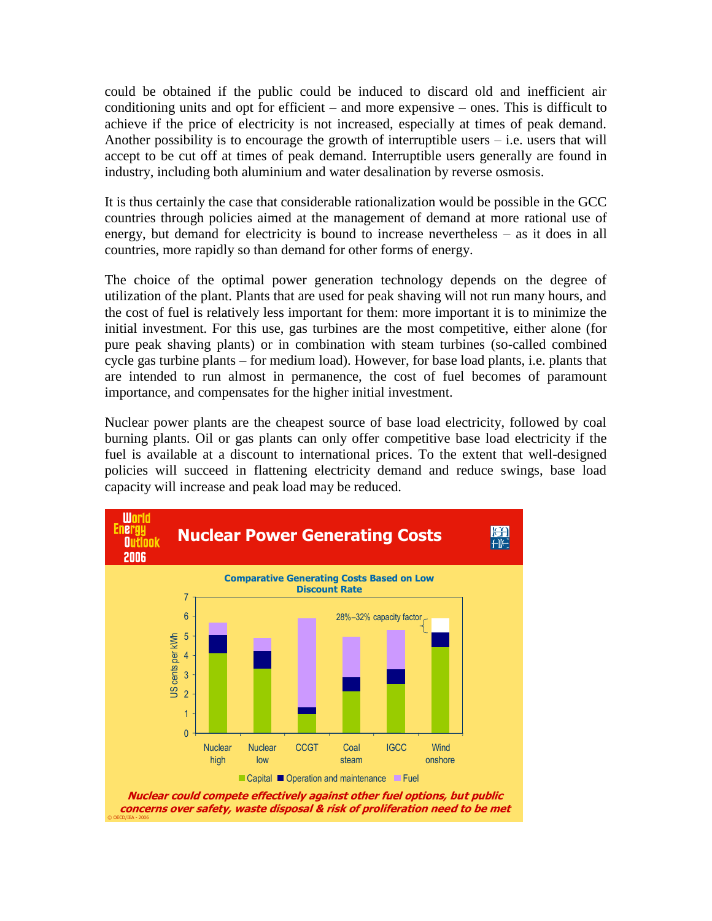could be obtained if the public could be induced to discard old and inefficient air conditioning units and opt for efficient – and more expensive – ones. This is difficult to achieve if the price of electricity is not increased, especially at times of peak demand. Another possibility is to encourage the growth of interruptible users – i.e. users that will accept to be cut off at times of peak demand. Interruptible users generally are found in industry, including both aluminium and water desalination by reverse osmosis.

It is thus certainly the case that considerable rationalization would be possible in the GCC countries through policies aimed at the management of demand at more rational use of energy, but demand for electricity is bound to increase nevertheless – as it does in all countries, more rapidly so than demand for other forms of energy.

The choice of the optimal power generation technology depends on the degree of utilization of the plant. Plants that are used for peak shaving will not run many hours, and the cost of fuel is relatively less important for them: more important it is to minimize the initial investment. For this use, gas turbines are the most competitive, either alone (for pure peak shaving plants) or in combination with steam turbines (so-called combined cycle gas turbine plants – for medium load). However, for base load plants, i.e. plants that are intended to run almost in permanence, the cost of fuel becomes of paramount importance, and compensates for the higher initial investment.

Nuclear power plants are the cheapest source of base load electricity, followed by coal burning plants. Oil or gas plants can only offer competitive base load electricity if the fuel is available at a discount to international prices. To the extent that well-designed policies will succeed in flattening electricity demand and reduce swings, base load capacity will increase and peak load may be reduced.

**World Energy Outlook 2006**

## Nuclear Power Generating Costs

**Comparative Generating Costs Based on Low Discount Rate**

(Chart: US cents per kWh, 0–7; categories: Nuclear high, Nuclear low, CCGT, Coal steam, IGCC, Wind onshore; components: Capital, Operation and maintenance, Fuel; annotation for Wind onshore: 28%–32% capacity factor)

***Nuclear could compete effectively against other fuel options, but public concerns over safety, waste disposal & risk of proliferation need to be met***

© OECD/IEA - 2006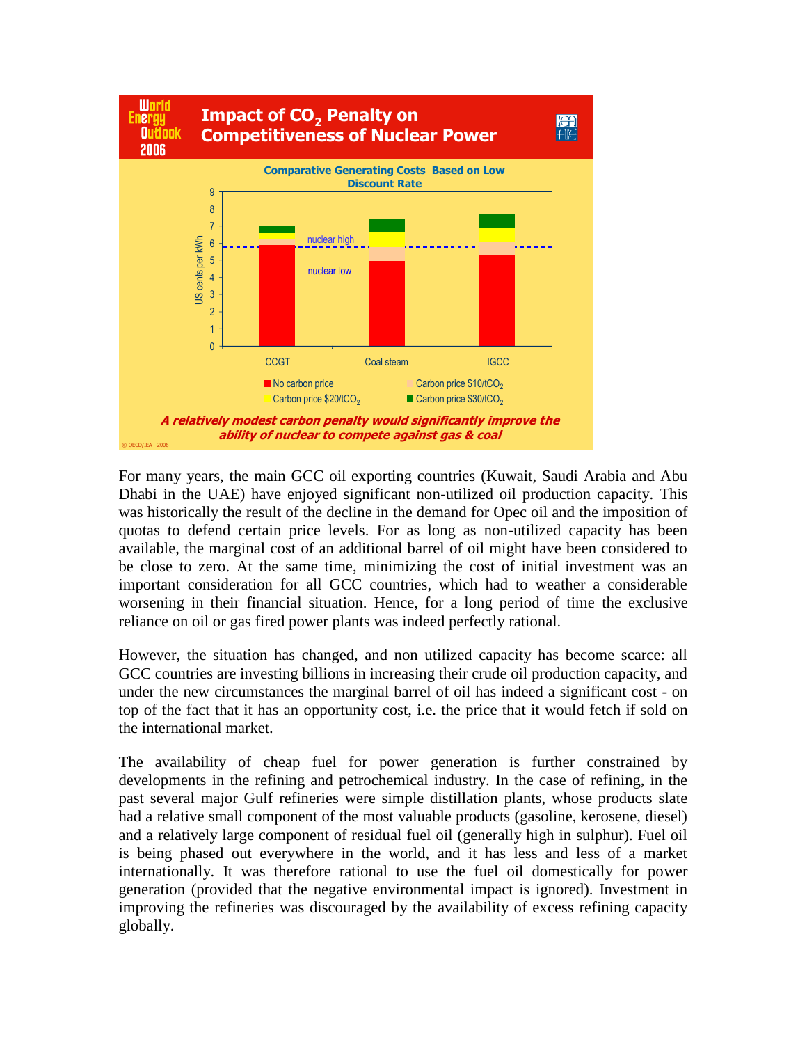**World Energy Outlook 2006**

## Impact of $CO_2$ Penalty on Competitiveness of Nuclear Power

**Comparative Generating Costs Based on Low Discount Rate**

US cents per kWh: 0–9

CCGT, Coal steam, IGCC

nuclear high, nuclear low

No carbon price; Carbon price $10/t$CO_2$; Carbon price $20/t$CO_2$; Carbon price $30/t$CO_2$

***A relatively modest carbon penalty would significantly improve the ability of nuclear to compete against gas & coal***

© OECD/IEA - 2006

For many years, the main GCC oil exporting countries (Kuwait, Saudi Arabia and Abu Dhabi in the UAE) have enjoyed significant non-utilized oil production capacity. This was historically the result of the decline in the demand for Opec oil and the imposition of quotas to defend certain price levels. For as long as non-utilized capacity has been available, the marginal cost of an additional barrel of oil might have been considered to be close to zero. At the same time, minimizing the cost of initial investment was an important consideration for all GCC countries, which had to weather a considerable worsening in their financial situation. Hence, for a long period of time the exclusive reliance on oil or gas fired power plants was indeed perfectly rational.

However, the situation has changed, and non utilized capacity has become scarce: all GCC countries are investing billions in increasing their crude oil production capacity, and under the new circumstances the marginal barrel of oil has indeed a significant cost - on top of the fact that it has an opportunity cost, i.e. the price that it would fetch if sold on the international market.

The availability of cheap fuel for power generation is further constrained by developments in the refining and petrochemical industry. In the case of refining, in the past several major Gulf refineries were simple distillation plants, whose products slate had a relative small component of the most valuable products (gasoline, kerosene, diesel) and a relatively large component of residual fuel oil (generally high in sulphur). Fuel oil is being phased out everywhere in the world, and it has less and less of a market internationally. It was therefore rational to use the fuel oil domestically for power generation (provided that the negative environmental impact is ignored). Investment in improving the refineries was discouraged by the availability of excess refining capacity globally.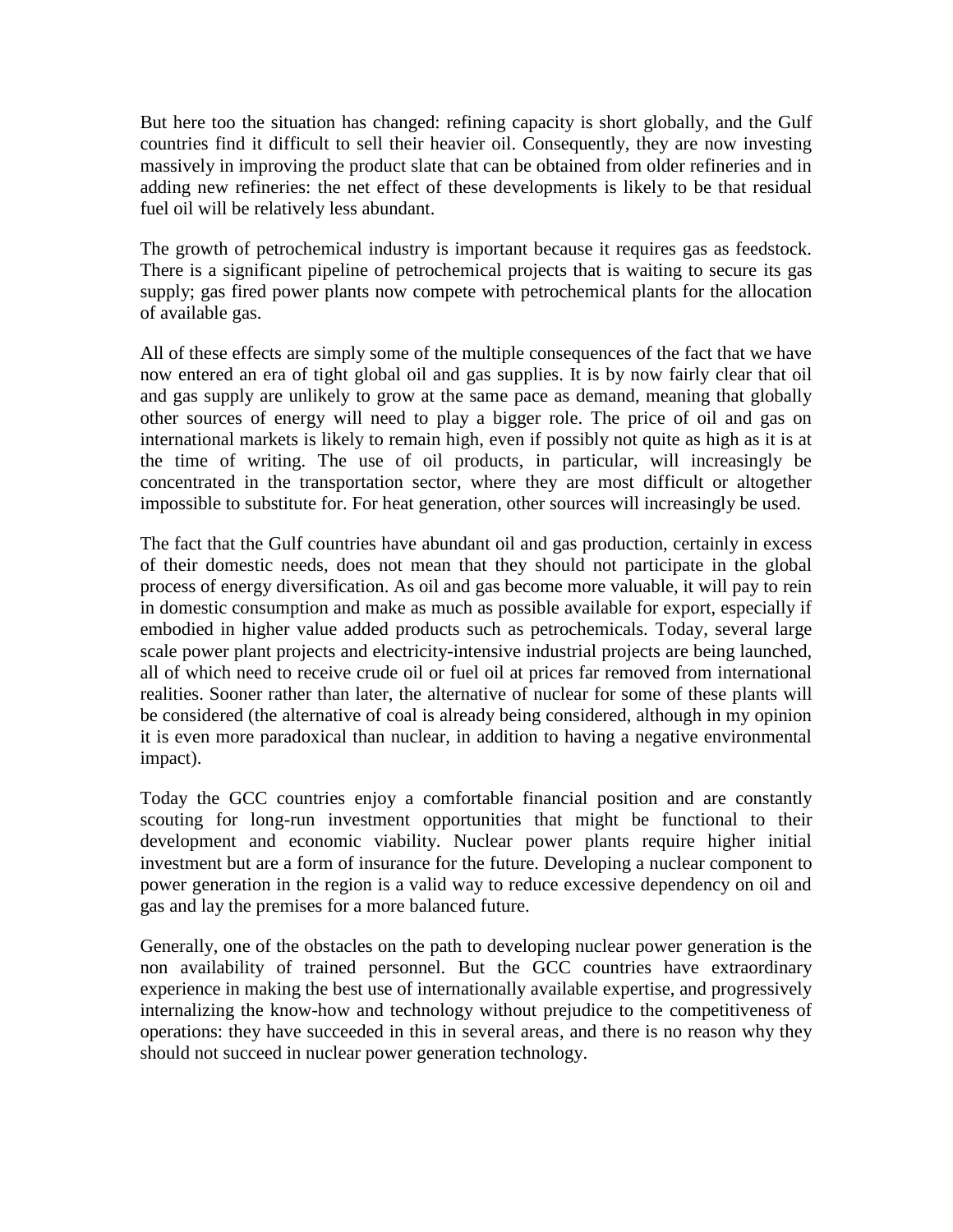But here too the situation has changed: refining capacity is short globally, and the Gulf countries find it difficult to sell their heavier oil. Consequently, they are now investing massively in improving the product slate that can be obtained from older refineries and in adding new refineries: the net effect of these developments is likely to be that residual fuel oil will be relatively less abundant.

The growth of petrochemical industry is important because it requires gas as feedstock. There is a significant pipeline of petrochemical projects that is waiting to secure its gas supply; gas fired power plants now compete with petrochemical plants for the allocation of available gas.

All of these effects are simply some of the multiple consequences of the fact that we have now entered an era of tight global oil and gas supplies. It is by now fairly clear that oil and gas supply are unlikely to grow at the same pace as demand, meaning that globally other sources of energy will need to play a bigger role. The price of oil and gas on international markets is likely to remain high, even if possibly not quite as high as it is at the time of writing. The use of oil products, in particular, will increasingly be concentrated in the transportation sector, where they are most difficult or altogether impossible to substitute for. For heat generation, other sources will increasingly be used.

The fact that the Gulf countries have abundant oil and gas production, certainly in excess of their domestic needs, does not mean that they should not participate in the global process of energy diversification. As oil and gas become more valuable, it will pay to rein in domestic consumption and make as much as possible available for export, especially if embodied in higher value added products such as petrochemicals. Today, several large scale power plant projects and electricity-intensive industrial projects are being launched, all of which need to receive crude oil or fuel oil at prices far removed from international realities. Sooner rather than later, the alternative of nuclear for some of these plants will be considered (the alternative of coal is already being considered, although in my opinion it is even more paradoxical than nuclear, in addition to having a negative environmental impact).

Today the GCC countries enjoy a comfortable financial position and are constantly scouting for long-run investment opportunities that might be functional to their development and economic viability. Nuclear power plants require higher initial investment but are a form of insurance for the future. Developing a nuclear component to power generation in the region is a valid way to reduce excessive dependency on oil and gas and lay the premises for a more balanced future.

Generally, one of the obstacles on the path to developing nuclear power generation is the non availability of trained personnel. But the GCC countries have extraordinary experience in making the best use of internationally available expertise, and progressively internalizing the know-how and technology without prejudice to the competitiveness of operations: they have succeeded in this in several areas, and there is no reason why they should not succeed in nuclear power generation technology.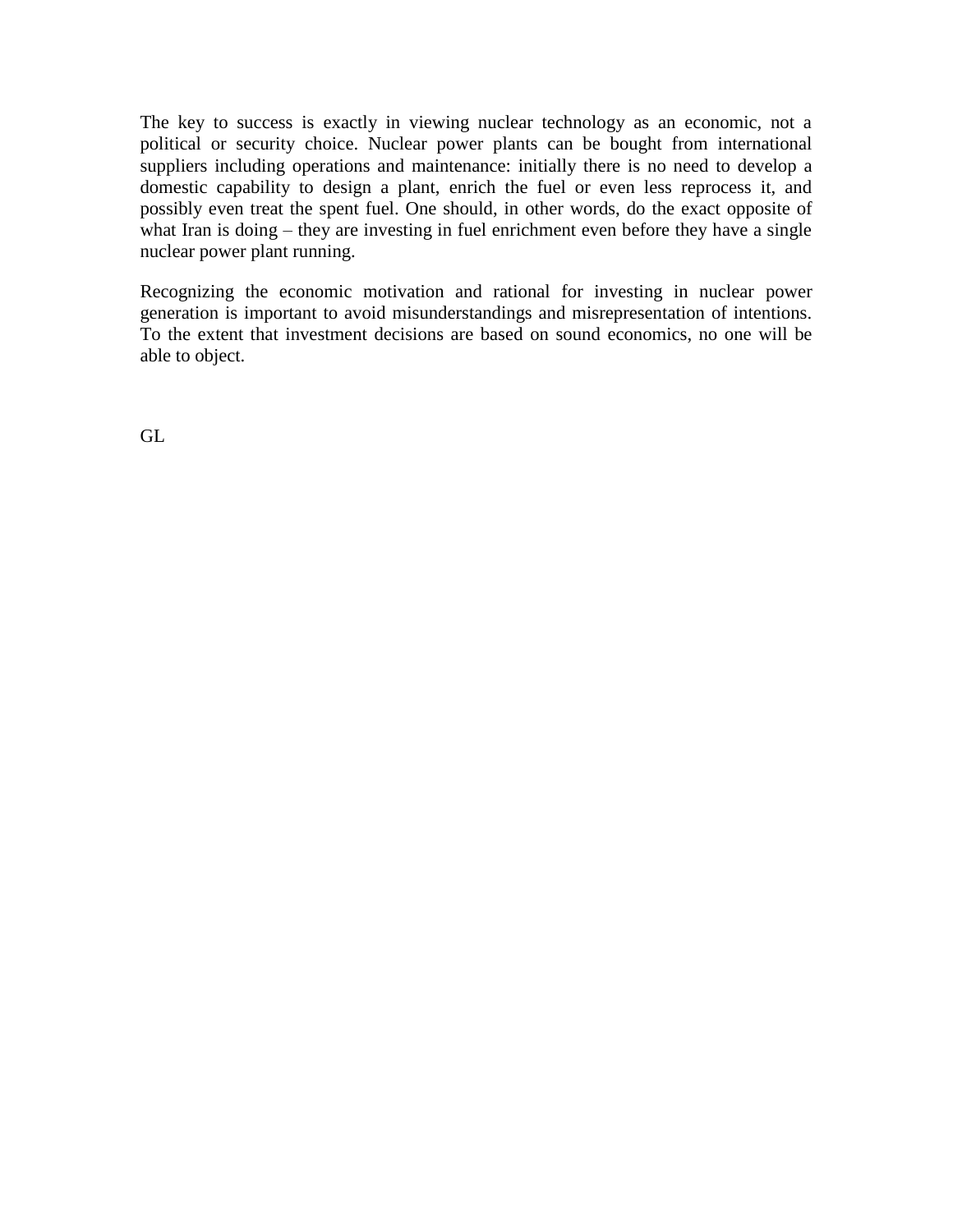The key to success is exactly in viewing nuclear technology as an economic, not a political or security choice. Nuclear power plants can be bought from international suppliers including operations and maintenance: initially there is no need to develop a domestic capability to design a plant, enrich the fuel or even less reprocess it, and possibly even treat the spent fuel. One should, in other words, do the exact opposite of what Iran is doing – they are investing in fuel enrichment even before they have a single nuclear power plant running.

Recognizing the economic motivation and rational for investing in nuclear power generation is important to avoid misunderstandings and misrepresentation of intentions. To the extent that investment decisions are based on sound economics, no one will be able to object.

GL